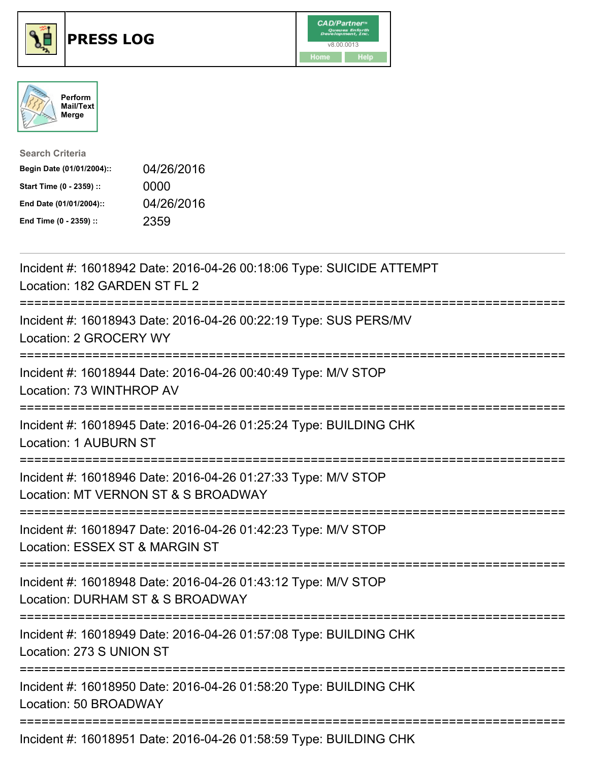# PRESS LOG

Perform Mail/Text Merge

**Search Criteria**

| | |
|---|---|
| **Begin Date (01/01/2004)::** | 04/26/2016 |
| **Start Time (0 - 2359) ::** | 0000 |
| **End Date (01/01/2004)::** | 04/26/2016 |
| **End Time (0 - 2359) ::** | 2359 |

---

Incident #: 16018942 Date: 2016-04-26 00:18:06 Type: SUICIDE ATTEMPT
Location: 182 GARDEN ST FL 2

===========================================================================

Incident #: 16018943 Date: 2016-04-26 00:22:19 Type: SUS PERS/MV
Location: 2 GROCERY WY

===========================================================================

Incident #: 16018944 Date: 2016-04-26 00:40:49 Type: M/V STOP
Location: 73 WINTHROP AV

===========================================================================

Incident #: 16018945 Date: 2016-04-26 01:25:24 Type: BUILDING CHK
Location: 1 AUBURN ST

===========================================================================

Incident #: 16018946 Date: 2016-04-26 01:27:33 Type: M/V STOP
Location: MT VERNON ST & S BROADWAY

===========================================================================

Incident #: 16018947 Date: 2016-04-26 01:42:23 Type: M/V STOP
Location: ESSEX ST & MARGIN ST

===========================================================================

Incident #: 16018948 Date: 2016-04-26 01:43:12 Type: M/V STOP
Location: DURHAM ST & S BROADWAY

===========================================================================

Incident #: 16018949 Date: 2016-04-26 01:57:08 Type: BUILDING CHK
Location: 273 S UNION ST

===========================================================================

Incident #: 16018950 Date: 2016-04-26 01:58:20 Type: BUILDING CHK
Location: 50 BROADWAY

===========================================================================

Incident #: 16018951 Date: 2016-04-26 01:58:59 Type: BUILDING CHK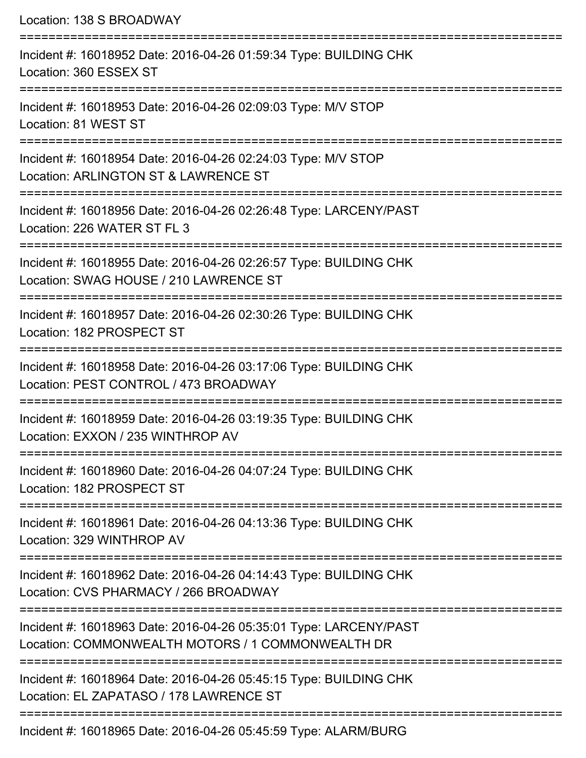Location: 138 S BROADWAY

===========================================================================

Incident #: 16018952 Date: 2016-04-26 01:59:34 Type: BUILDING CHK
Location: 360 ESSEX ST

===========================================================================

Incident #: 16018953 Date: 2016-04-26 02:09:03 Type: M/V STOP
Location: 81 WEST ST

===========================================================================

Incident #: 16018954 Date: 2016-04-26 02:24:03 Type: M/V STOP
Location: ARLINGTON ST & LAWRENCE ST

===========================================================================

Incident #: 16018956 Date: 2016-04-26 02:26:48 Type: LARCENY/PAST
Location: 226 WATER ST FL 3

===========================================================================

Incident #: 16018955 Date: 2016-04-26 02:26:57 Type: BUILDING CHK
Location: SWAG HOUSE / 210 LAWRENCE ST

===========================================================================

Incident #: 16018957 Date: 2016-04-26 02:30:26 Type: BUILDING CHK
Location: 182 PROSPECT ST

===========================================================================

Incident #: 16018958 Date: 2016-04-26 03:17:06 Type: BUILDING CHK
Location: PEST CONTROL / 473 BROADWAY

===========================================================================

Incident #: 16018959 Date: 2016-04-26 03:19:35 Type: BUILDING CHK
Location: EXXON / 235 WINTHROP AV

===========================================================================

Incident #: 16018960 Date: 2016-04-26 04:07:24 Type: BUILDING CHK
Location: 182 PROSPECT ST

===========================================================================

Incident #: 16018961 Date: 2016-04-26 04:13:36 Type: BUILDING CHK
Location: 329 WINTHROP AV

===========================================================================

Incident #: 16018962 Date: 2016-04-26 04:14:43 Type: BUILDING CHK
Location: CVS PHARMACY / 266 BROADWAY

===========================================================================

Incident #: 16018963 Date: 2016-04-26 05:35:01 Type: LARCENY/PAST
Location: COMMONWEALTH MOTORS / 1 COMMONWEALTH DR

===========================================================================

Incident #: 16018964 Date: 2016-04-26 05:45:15 Type: BUILDING CHK
Location: EL ZAPATASO / 178 LAWRENCE ST

===========================================================================

Incident #: 16018965 Date: 2016-04-26 05:45:59 Type: ALARM/BURG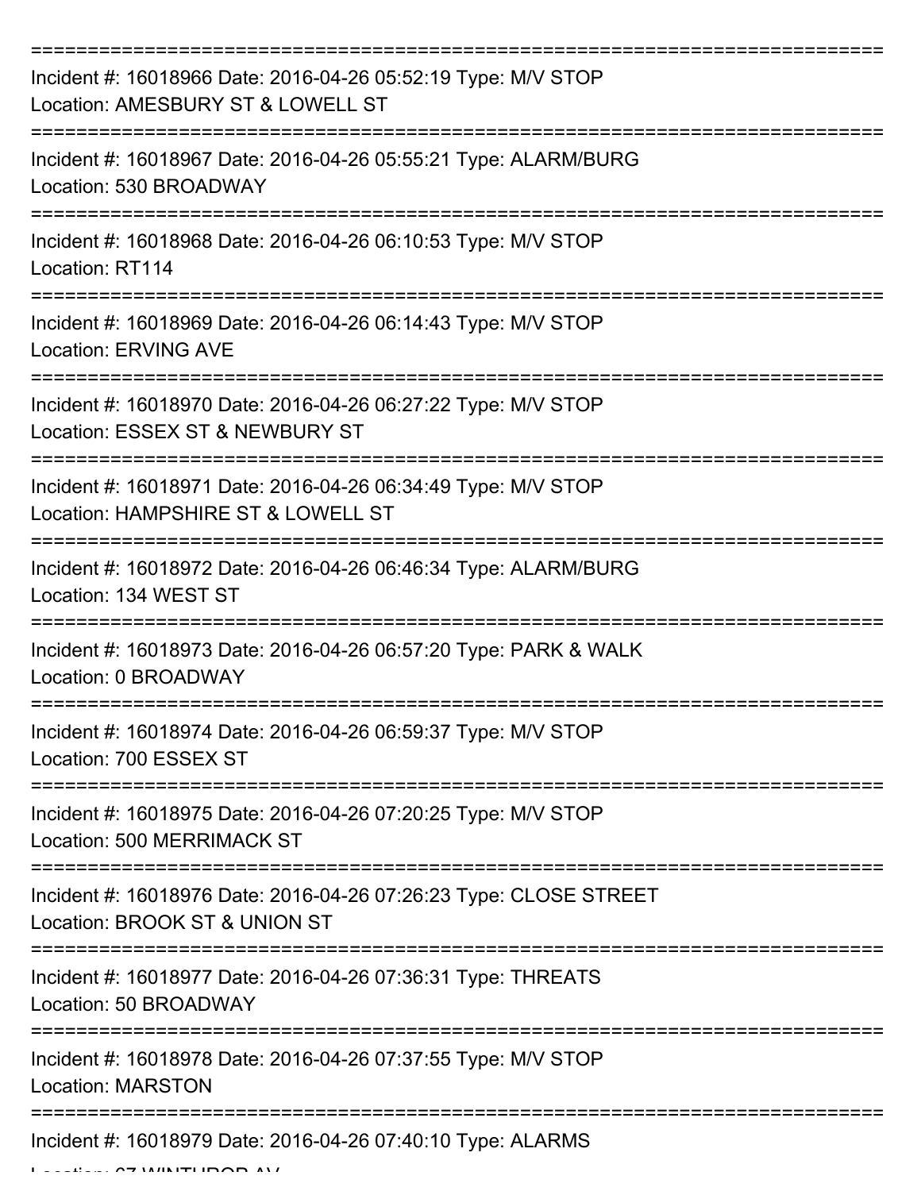===========================================================================

Incident #: 16018966 Date: 2016-04-26 05:52:19 Type: M/V STOP
Location: AMESBURY ST & LOWELL ST

===========================================================================

Incident #: 16018967 Date: 2016-04-26 05:55:21 Type: ALARM/BURG
Location: 530 BROADWAY

===========================================================================

Incident #: 16018968 Date: 2016-04-26 06:10:53 Type: M/V STOP
Location: RT114

===========================================================================

Incident #: 16018969 Date: 2016-04-26 06:14:43 Type: M/V STOP
Location: ERVING AVE

===========================================================================

Incident #: 16018970 Date: 2016-04-26 06:27:22 Type: M/V STOP
Location: ESSEX ST & NEWBURY ST

===========================================================================

Incident #: 16018971 Date: 2016-04-26 06:34:49 Type: M/V STOP
Location: HAMPSHIRE ST & LOWELL ST

===========================================================================

Incident #: 16018972 Date: 2016-04-26 06:46:34 Type: ALARM/BURG
Location: 134 WEST ST

===========================================================================

Incident #: 16018973 Date: 2016-04-26 06:57:20 Type: PARK & WALK
Location: 0 BROADWAY

===========================================================================

Incident #: 16018974 Date: 2016-04-26 06:59:37 Type: M/V STOP
Location: 700 ESSEX ST

===========================================================================

Incident #: 16018975 Date: 2016-04-26 07:20:25 Type: M/V STOP
Location: 500 MERRIMACK ST

===========================================================================

Incident #: 16018976 Date: 2016-04-26 07:26:23 Type: CLOSE STREET
Location: BROOK ST & UNION ST

===========================================================================

Incident #: 16018977 Date: 2016-04-26 07:36:31 Type: THREATS
Location: 50 BROADWAY

===========================================================================

Incident #: 16018978 Date: 2016-04-26 07:37:55 Type: M/V STOP
Location: MARSTON

===========================================================================

Incident #: 16018979 Date: 2016-04-26 07:40:10 Type: ALARMS
Location: 67 WINTHROP AV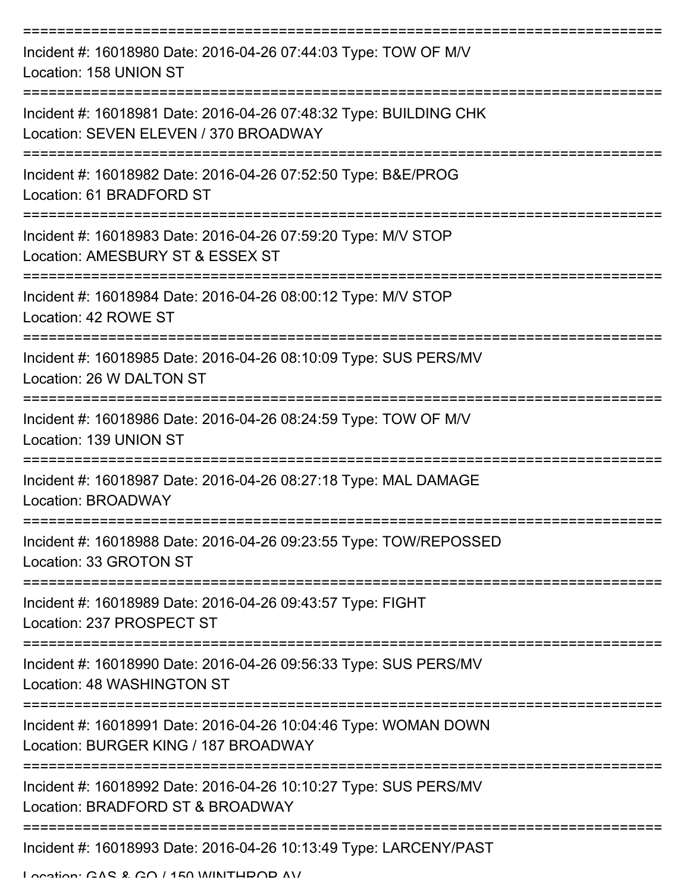===========================================================================

Incident #: 16018980 Date: 2016-04-26 07:44:03 Type: TOW OF M/V
Location: 158 UNION ST

===========================================================================

Incident #: 16018981 Date: 2016-04-26 07:48:32 Type: BUILDING CHK
Location: SEVEN ELEVEN / 370 BROADWAY

===========================================================================

Incident #: 16018982 Date: 2016-04-26 07:52:50 Type: B&E/PROG
Location: 61 BRADFORD ST

===========================================================================

Incident #: 16018983 Date: 2016-04-26 07:59:20 Type: M/V STOP
Location: AMESBURY ST & ESSEX ST

===========================================================================

Incident #: 16018984 Date: 2016-04-26 08:00:12 Type: M/V STOP
Location: 42 ROWE ST

===========================================================================

Incident #: 16018985 Date: 2016-04-26 08:10:09 Type: SUS PERS/MV
Location: 26 W DALTON ST

===========================================================================

Incident #: 16018986 Date: 2016-04-26 08:24:59 Type: TOW OF M/V
Location: 139 UNION ST

===========================================================================

Incident #: 16018987 Date: 2016-04-26 08:27:18 Type: MAL DAMAGE
Location: BROADWAY

===========================================================================

Incident #: 16018988 Date: 2016-04-26 09:23:55 Type: TOW/REPOSSED
Location: 33 GROTON ST

===========================================================================

Incident #: 16018989 Date: 2016-04-26 09:43:57 Type: FIGHT
Location: 237 PROSPECT ST

===========================================================================

Incident #: 16018990 Date: 2016-04-26 09:56:33 Type: SUS PERS/MV
Location: 48 WASHINGTON ST

===========================================================================

Incident #: 16018991 Date: 2016-04-26 10:04:46 Type: WOMAN DOWN
Location: BURGER KING / 187 BROADWAY

===========================================================================

Incident #: 16018992 Date: 2016-04-26 10:10:27 Type: SUS PERS/MV
Location: BRADFORD ST & BROADWAY

===========================================================================

Incident #: 16018993 Date: 2016-04-26 10:13:49 Type: LARCENY/PAST
Location: GAS & GO / 150 WINTHROP AV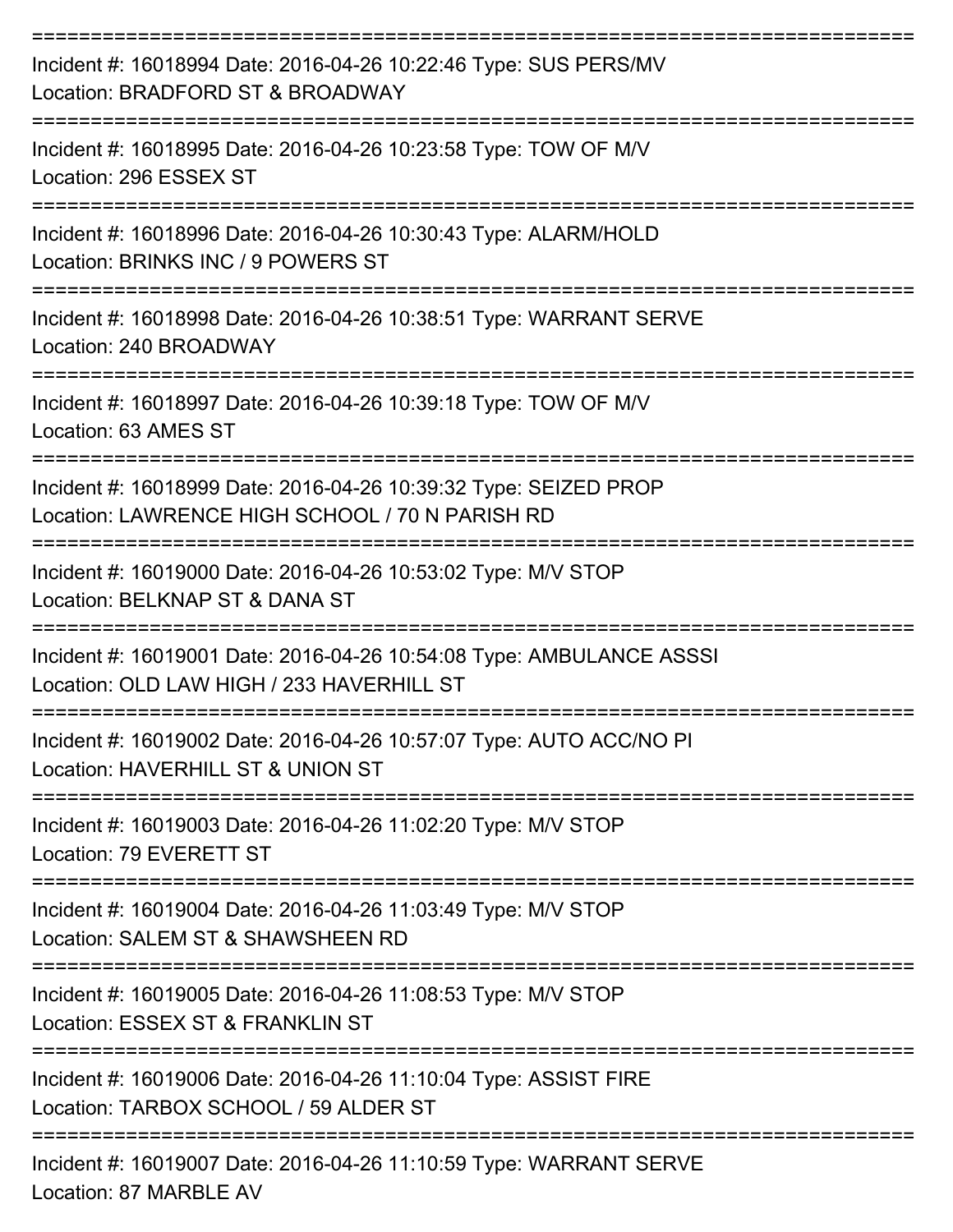===========================================================================

Incident #: 16018994 Date: 2016-04-26 10:22:46 Type: SUS PERS/MV
Location: BRADFORD ST & BROADWAY

===========================================================================

Incident #: 16018995 Date: 2016-04-26 10:23:58 Type: TOW OF M/V
Location: 296 ESSEX ST

===========================================================================

Incident #: 16018996 Date: 2016-04-26 10:30:43 Type: ALARM/HOLD
Location: BRINKS INC / 9 POWERS ST

===========================================================================

Incident #: 16018998 Date: 2016-04-26 10:38:51 Type: WARRANT SERVE
Location: 240 BROADWAY

===========================================================================

Incident #: 16018997 Date: 2016-04-26 10:39:18 Type: TOW OF M/V
Location: 63 AMES ST

===========================================================================

Incident #: 16018999 Date: 2016-04-26 10:39:32 Type: SEIZED PROP
Location: LAWRENCE HIGH SCHOOL / 70 N PARISH RD

===========================================================================

Incident #: 16019000 Date: 2016-04-26 10:53:02 Type: M/V STOP
Location: BELKNAP ST & DANA ST

===========================================================================

Incident #: 16019001 Date: 2016-04-26 10:54:08 Type: AMBULANCE ASSSI
Location: OLD LAW HIGH / 233 HAVERHILL ST

===========================================================================

Incident #: 16019002 Date: 2016-04-26 10:57:07 Type: AUTO ACC/NO PI
Location: HAVERHILL ST & UNION ST

===========================================================================

Incident #: 16019003 Date: 2016-04-26 11:02:20 Type: M/V STOP
Location: 79 EVERETT ST

===========================================================================

Incident #: 16019004 Date: 2016-04-26 11:03:49 Type: M/V STOP
Location: SALEM ST & SHAWSHEEN RD

===========================================================================

Incident #: 16019005 Date: 2016-04-26 11:08:53 Type: M/V STOP
Location: ESSEX ST & FRANKLIN ST

===========================================================================

Incident #: 16019006 Date: 2016-04-26 11:10:04 Type: ASSIST FIRE
Location: TARBOX SCHOOL / 59 ALDER ST

===========================================================================

Incident #: 16019007 Date: 2016-04-26 11:10:59 Type: WARRANT SERVE
Location: 87 MARBLE AV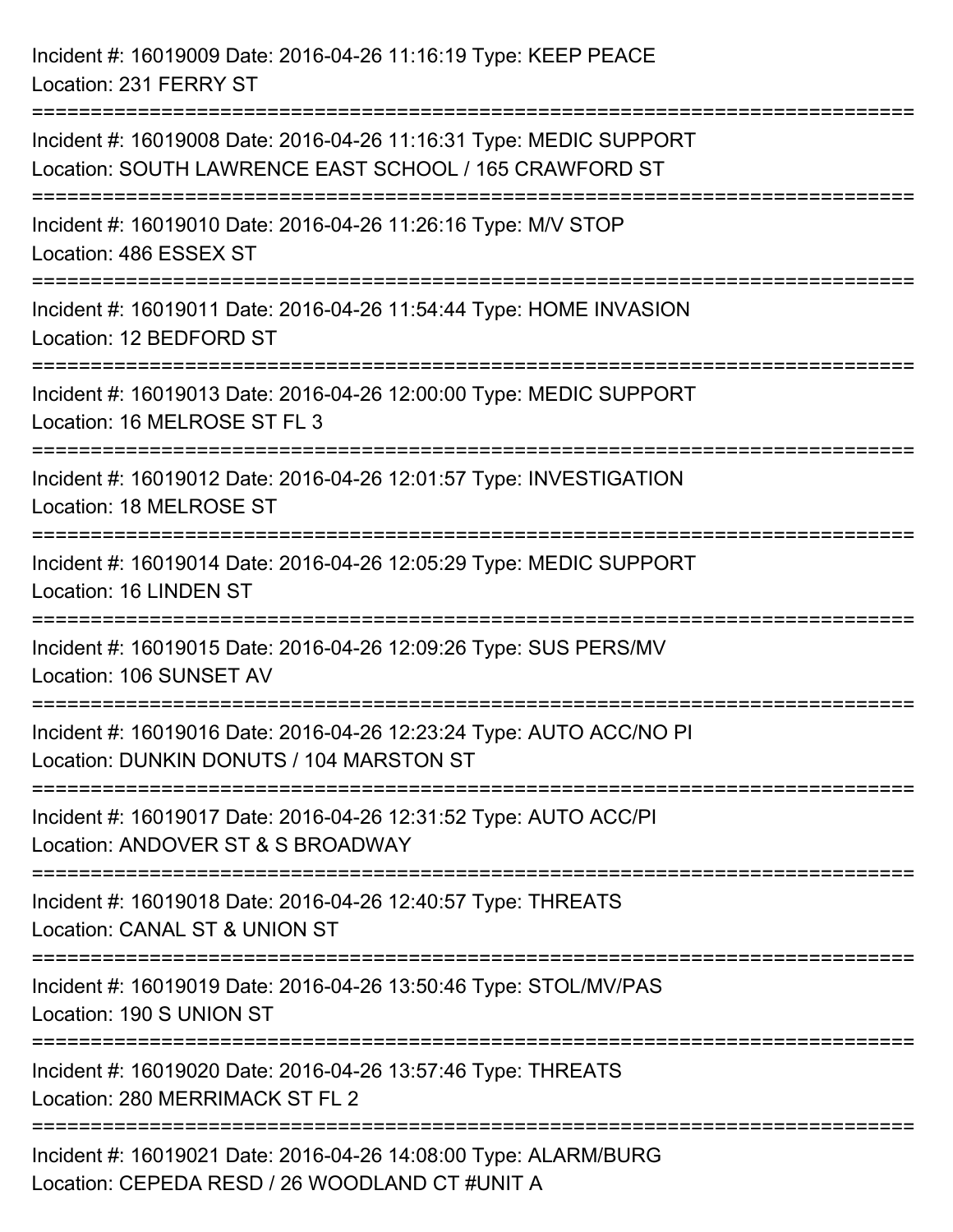Incident #: 16019009 Date: 2016-04-26 11:16:19 Type: KEEP PEACE
Location: 231 FERRY ST

===========================================================================

Incident #: 16019008 Date: 2016-04-26 11:16:31 Type: MEDIC SUPPORT
Location: SOUTH LAWRENCE EAST SCHOOL / 165 CRAWFORD ST

===========================================================================

Incident #: 16019010 Date: 2016-04-26 11:26:16 Type: M/V STOP
Location: 486 ESSEX ST

===========================================================================

Incident #: 16019011 Date: 2016-04-26 11:54:44 Type: HOME INVASION
Location: 12 BEDFORD ST

===========================================================================

Incident #: 16019013 Date: 2016-04-26 12:00:00 Type: MEDIC SUPPORT
Location: 16 MELROSE ST FL 3

===========================================================================

Incident #: 16019012 Date: 2016-04-26 12:01:57 Type: INVESTIGATION
Location: 18 MELROSE ST

===========================================================================

Incident #: 16019014 Date: 2016-04-26 12:05:29 Type: MEDIC SUPPORT
Location: 16 LINDEN ST

===========================================================================

Incident #: 16019015 Date: 2016-04-26 12:09:26 Type: SUS PERS/MV
Location: 106 SUNSET AV

===========================================================================

Incident #: 16019016 Date: 2016-04-26 12:23:24 Type: AUTO ACC/NO PI
Location: DUNKIN DONUTS / 104 MARSTON ST

===========================================================================

Incident #: 16019017 Date: 2016-04-26 12:31:52 Type: AUTO ACC/PI
Location: ANDOVER ST & S BROADWAY

===========================================================================

Incident #: 16019018 Date: 2016-04-26 12:40:57 Type: THREATS
Location: CANAL ST & UNION ST

===========================================================================

Incident #: 16019019 Date: 2016-04-26 13:50:46 Type: STOL/MV/PAS
Location: 190 S UNION ST

===========================================================================

Incident #: 16019020 Date: 2016-04-26 13:57:46 Type: THREATS
Location: 280 MERRIMACK ST FL 2

===========================================================================

Incident #: 16019021 Date: 2016-04-26 14:08:00 Type: ALARM/BURG
Location: CEPEDA RESD / 26 WOODLAND CT #UNIT A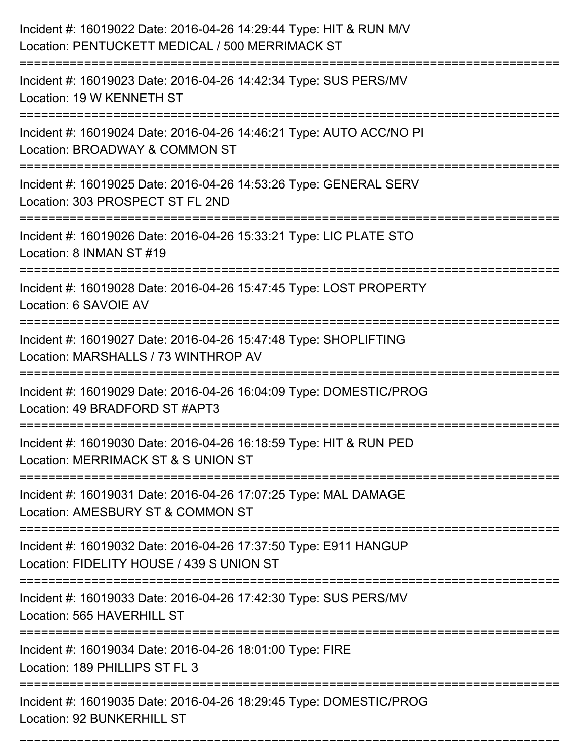Incident #: 16019022 Date: 2016-04-26 14:29:44 Type: HIT & RUN M/V
Location: PENTUCKETT MEDICAL / 500 MERRIMACK ST

===========================================================================

Incident #: 16019023 Date: 2016-04-26 14:42:34 Type: SUS PERS/MV
Location: 19 W KENNETH ST

===========================================================================

Incident #: 16019024 Date: 2016-04-26 14:46:21 Type: AUTO ACC/NO PI
Location: BROADWAY & COMMON ST

===========================================================================

Incident #: 16019025 Date: 2016-04-26 14:53:26 Type: GENERAL SERV
Location: 303 PROSPECT ST FL 2ND

===========================================================================

Incident #: 16019026 Date: 2016-04-26 15:33:21 Type: LIC PLATE STO
Location: 8 INMAN ST #19

===========================================================================

Incident #: 16019028 Date: 2016-04-26 15:47:45 Type: LOST PROPERTY
Location: 6 SAVOIE AV

===========================================================================

Incident #: 16019027 Date: 2016-04-26 15:47:48 Type: SHOPLIFTING
Location: MARSHALLS / 73 WINTHROP AV

===========================================================================

Incident #: 16019029 Date: 2016-04-26 16:04:09 Type: DOMESTIC/PROG
Location: 49 BRADFORD ST #APT3

===========================================================================

Incident #: 16019030 Date: 2016-04-26 16:18:59 Type: HIT & RUN PED
Location: MERRIMACK ST & S UNION ST

===========================================================================

Incident #: 16019031 Date: 2016-04-26 17:07:25 Type: MAL DAMAGE
Location: AMESBURY ST & COMMON ST

===========================================================================

Incident #: 16019032 Date: 2016-04-26 17:37:50 Type: E911 HANGUP
Location: FIDELITY HOUSE / 439 S UNION ST

===========================================================================

Incident #: 16019033 Date: 2016-04-26 17:42:30 Type: SUS PERS/MV
Location: 565 HAVERHILL ST

===========================================================================

Incident #: 16019034 Date: 2016-04-26 18:01:00 Type: FIRE
Location: 189 PHILLIPS ST FL 3

===========================================================================

Incident #: 16019035 Date: 2016-04-26 18:29:45 Type: DOMESTIC/PROG
Location: 92 BUNKERHILL ST

===========================================================================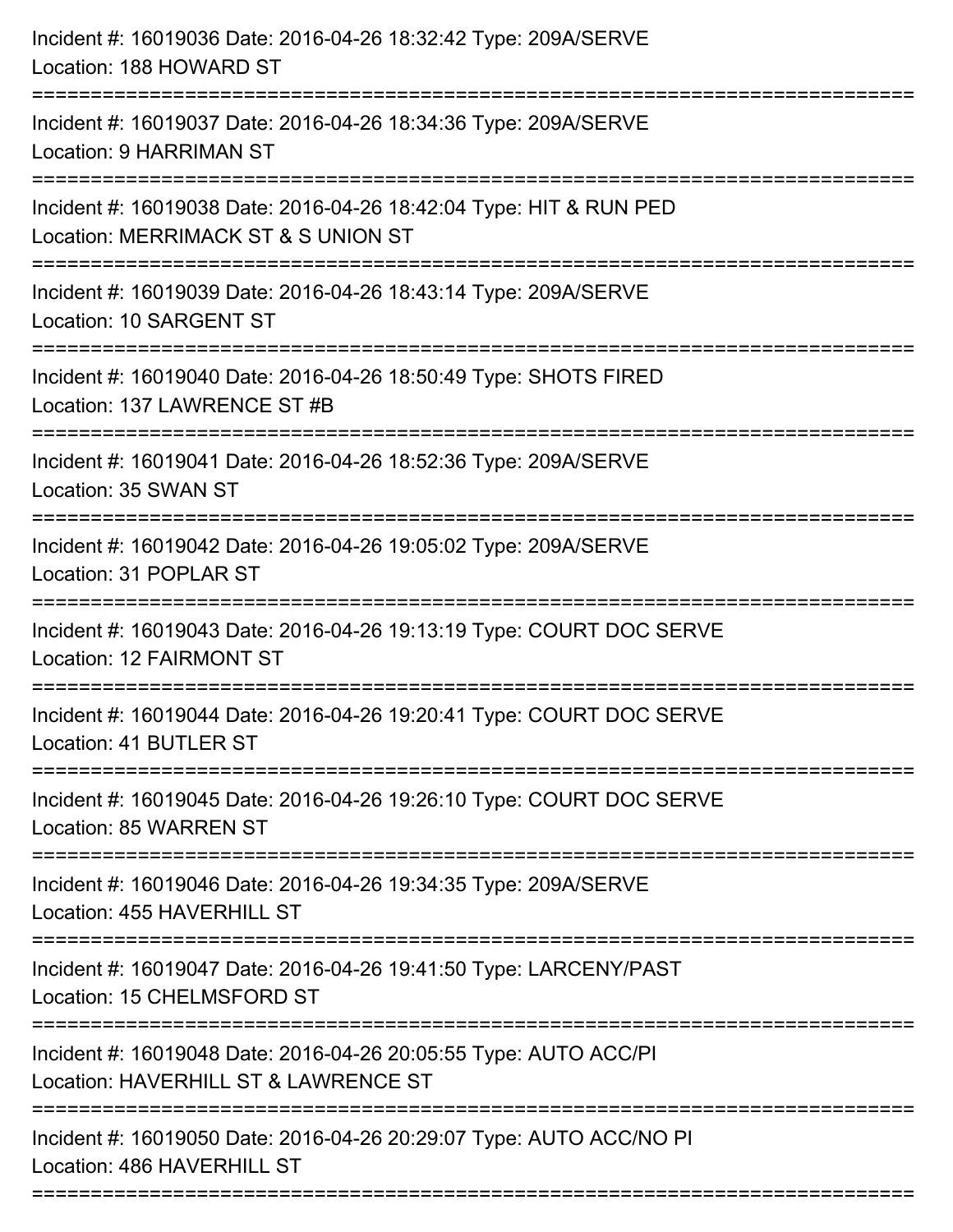Incident #: 16019036 Date: 2016-04-26 18:32:42 Type: 209A/SERVE
Location: 188 HOWARD ST

===========================================================================

Incident #: 16019037 Date: 2016-04-26 18:34:36 Type: 209A/SERVE
Location: 9 HARRIMAN ST

===========================================================================

Incident #: 16019038 Date: 2016-04-26 18:42:04 Type: HIT & RUN PED
Location: MERRIMACK ST & S UNION ST

===========================================================================

Incident #: 16019039 Date: 2016-04-26 18:43:14 Type: 209A/SERVE
Location: 10 SARGENT ST

===========================================================================

Incident #: 16019040 Date: 2016-04-26 18:50:49 Type: SHOTS FIRED
Location: 137 LAWRENCE ST #B

===========================================================================

Incident #: 16019041 Date: 2016-04-26 18:52:36 Type: 209A/SERVE
Location: 35 SWAN ST

===========================================================================

Incident #: 16019042 Date: 2016-04-26 19:05:02 Type: 209A/SERVE
Location: 31 POPLAR ST

===========================================================================

Incident #: 16019043 Date: 2016-04-26 19:13:19 Type: COURT DOC SERVE
Location: 12 FAIRMONT ST

===========================================================================

Incident #: 16019044 Date: 2016-04-26 19:20:41 Type: COURT DOC SERVE
Location: 41 BUTLER ST

===========================================================================

Incident #: 16019045 Date: 2016-04-26 19:26:10 Type: COURT DOC SERVE
Location: 85 WARREN ST

===========================================================================

Incident #: 16019046 Date: 2016-04-26 19:34:35 Type: 209A/SERVE
Location: 455 HAVERHILL ST

===========================================================================

Incident #: 16019047 Date: 2016-04-26 19:41:50 Type: LARCENY/PAST
Location: 15 CHELMSFORD ST

===========================================================================

Incident #: 16019048 Date: 2016-04-26 20:05:55 Type: AUTO ACC/PI
Location: HAVERHILL ST & LAWRENCE ST

===========================================================================

Incident #: 16019050 Date: 2016-04-26 20:29:07 Type: AUTO ACC/NO PI
Location: 486 HAVERHILL ST

===========================================================================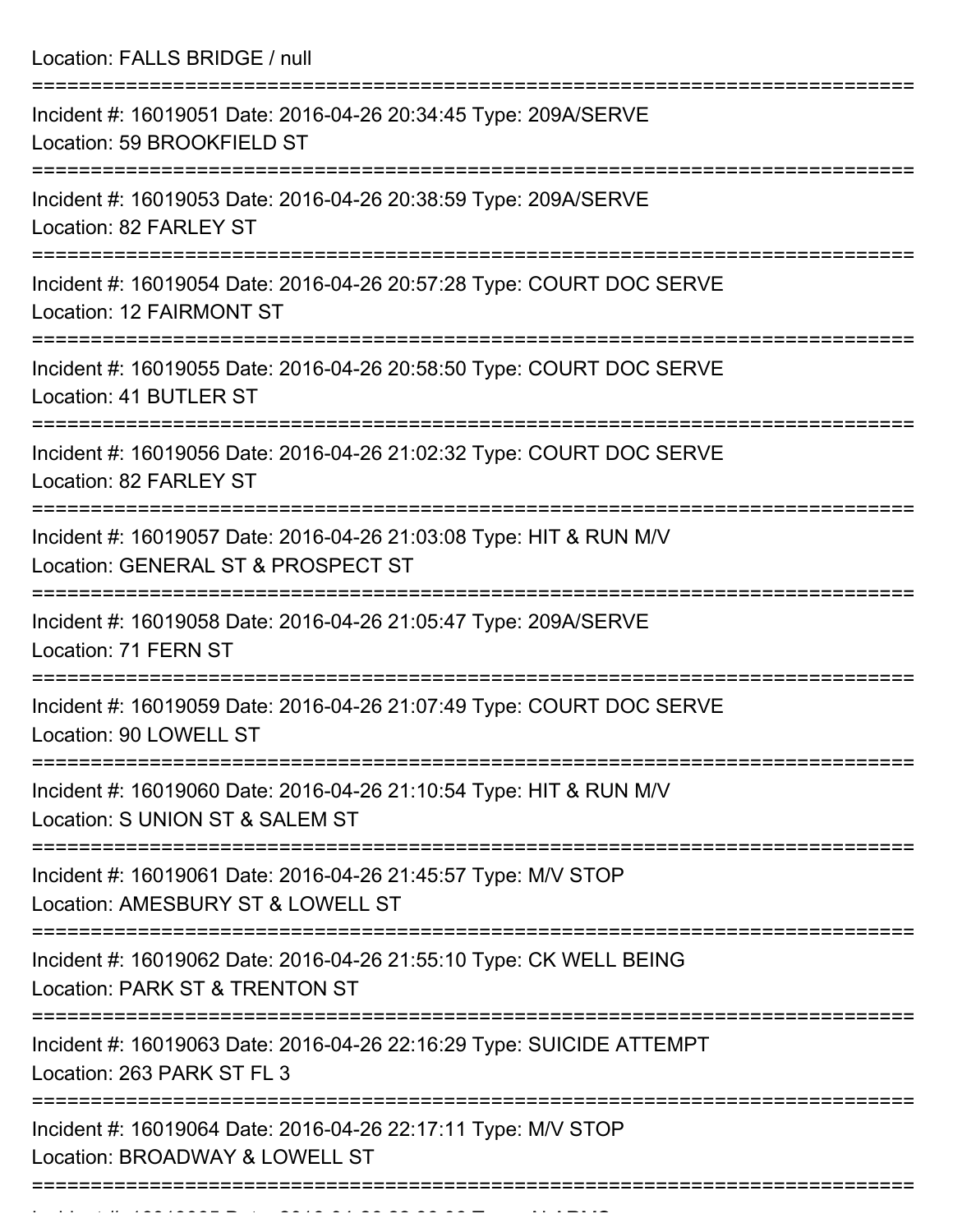Location: FALLS BRIDGE / null

===========================================================================

Incident #: 16019051 Date: 2016-04-26 20:34:45 Type: 209A/SERVE
Location: 59 BROOKFIELD ST

===========================================================================

Incident #: 16019053 Date: 2016-04-26 20:38:59 Type: 209A/SERVE
Location: 82 FARLEY ST

===========================================================================

Incident #: 16019054 Date: 2016-04-26 20:57:28 Type: COURT DOC SERVE
Location: 12 FAIRMONT ST

===========================================================================

Incident #: 16019055 Date: 2016-04-26 20:58:50 Type: COURT DOC SERVE
Location: 41 BUTLER ST

===========================================================================

Incident #: 16019056 Date: 2016-04-26 21:02:32 Type: COURT DOC SERVE
Location: 82 FARLEY ST

===========================================================================

Incident #: 16019057 Date: 2016-04-26 21:03:08 Type: HIT & RUN M/V
Location: GENERAL ST & PROSPECT ST

===========================================================================

Incident #: 16019058 Date: 2016-04-26 21:05:47 Type: 209A/SERVE
Location: 71 FERN ST

===========================================================================

Incident #: 16019059 Date: 2016-04-26 21:07:49 Type: COURT DOC SERVE
Location: 90 LOWELL ST

===========================================================================

Incident #: 16019060 Date: 2016-04-26 21:10:54 Type: HIT & RUN M/V
Location: S UNION ST & SALEM ST

===========================================================================

Incident #: 16019061 Date: 2016-04-26 21:45:57 Type: M/V STOP
Location: AMESBURY ST & LOWELL ST

===========================================================================

Incident #: 16019062 Date: 2016-04-26 21:55:10 Type: CK WELL BEING
Location: PARK ST & TRENTON ST

===========================================================================

Incident #: 16019063 Date: 2016-04-26 22:16:29 Type: SUICIDE ATTEMPT
Location: 263 PARK ST FL 3

===========================================================================

Incident #: 16019064 Date: 2016-04-26 22:17:11 Type: M/V STOP
Location: BROADWAY & LOWELL ST

===========================================================================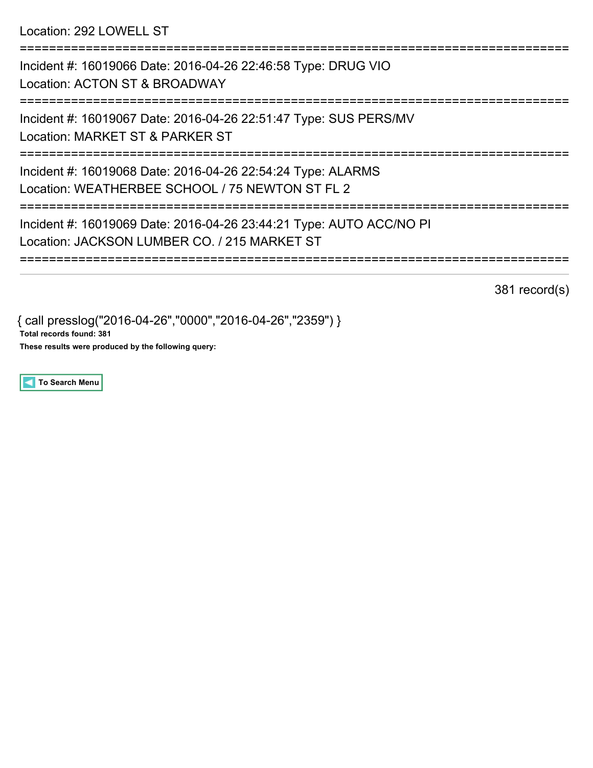Location: 292 LOWELL ST

===========================================================================

Incident #: 16019066 Date: 2016-04-26 22:46:58 Type: DRUG VIO
Location: ACTON ST & BROADWAY

===========================================================================

Incident #: 16019067 Date: 2016-04-26 22:51:47 Type: SUS PERS/MV
Location: MARKET ST & PARKER ST

===========================================================================

Incident #: 16019068 Date: 2016-04-26 22:54:24 Type: ALARMS
Location: WEATHERBEE SCHOOL / 75 NEWTON ST FL 2

===========================================================================

Incident #: 16019069 Date: 2016-04-26 23:44:21 Type: AUTO ACC/NO PI
Location: JACKSON LUMBER CO. / 215 MARKET ST

===========================================================================

381 record(s)

{ call presslog("2016-04-26","0000","2016-04-26","2359") }

**Total records found: 381**

**These results were produced by the following query:**

**To Search Menu**